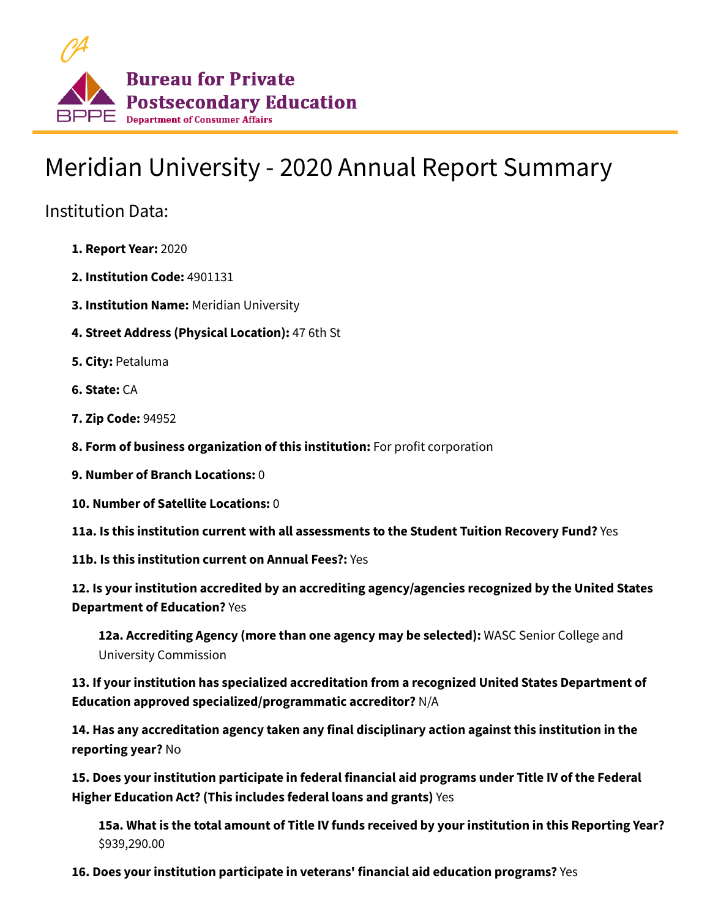Bureau for Private Postsecondary Education
Department of Consumer Affairs

# Meridian University - 2020 Annual Report Summary

## Institution Data:

1. **Report Year:** 2020
2. **Institution Code:** 4901131
3. **Institution Name:** Meridian University
4. **Street Address (Physical Location):** 47 6th St
5. **City:** Petaluma
6. **State:** CA
7. **Zip Code:** 94952
8. **Form of business organization of this institution:** For profit corporation
9. **Number of Branch Locations:** 0
10. **Number of Satellite Locations:** 0

**11a. Is this institution current with all assessments to the Student Tuition Recovery Fund?** Yes

**11b. Is this institution current on Annual Fees?:** Yes

**12. Is your institution accredited by an accrediting agency/agencies recognized by the United States Department of Education?** Yes

> **12a. Accrediting Agency (more than one agency may be selected):** WASC Senior College and University Commission

**13. If your institution has specialized accreditation from a recognized United States Department of Education approved specialized/programmatic accreditor?** N/A

**14. Has any accreditation agency taken any final disciplinary action against this institution in the reporting year?** No

**15. Does your institution participate in federal financial aid programs under Title IV of the Federal Higher Education Act? (This includes federal loans and grants)** Yes

> **15a. What is the total amount of Title IV funds received by your institution in this Reporting Year?** $939,290.00

**16. Does your institution participate in veterans' financial aid education programs?** Yes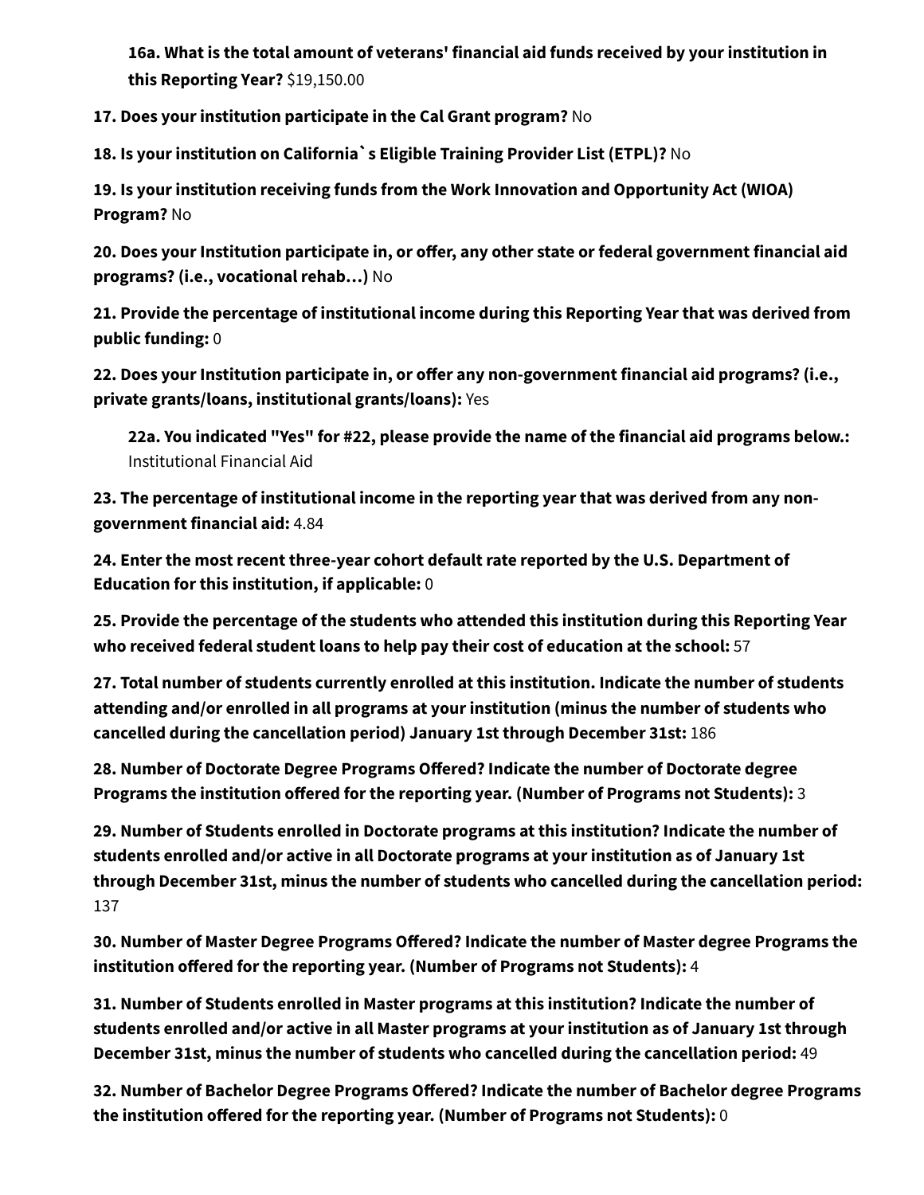**16a. What is the total amount of veterans' financial aid funds received by your institution in this Reporting Year?** $19,150.00

**17. Does your institution participate in the Cal Grant program?** No

**18. Is your institution on California`s Eligible Training Provider List (ETPL)?** No

**19. Is your institution receiving funds from the Work Innovation and Opportunity Act (WIOA) Program?** No

**20. Does your Institution participate in, or offer, any other state or federal government financial aid programs? (i.e., vocational rehab…)** No

**21. Provide the percentage of institutional income during this Reporting Year that was derived from public funding:** 0

**22. Does your Institution participate in, or offer any non-government financial aid programs? (i.e., private grants/loans, institutional grants/loans):** Yes

**22a. You indicated "Yes" for #22, please provide the name of the financial aid programs below.:** Institutional Financial Aid

**23. The percentage of institutional income in the reporting year that was derived from any non-government financial aid:** 4.84

**24. Enter the most recent three-year cohort default rate reported by the U.S. Department of Education for this institution, if applicable:** 0

**25. Provide the percentage of the students who attended this institution during this Reporting Year who received federal student loans to help pay their cost of education at the school:** 57

**27. Total number of students currently enrolled at this institution. Indicate the number of students attending and/or enrolled in all programs at your institution (minus the number of students who cancelled during the cancellation period) January 1st through December 31st:** 186

**28. Number of Doctorate Degree Programs Offered? Indicate the number of Doctorate degree Programs the institution offered for the reporting year. (Number of Programs not Students):** 3

**29. Number of Students enrolled in Doctorate programs at this institution? Indicate the number of students enrolled and/or active in all Doctorate programs at your institution as of January 1st through December 31st, minus the number of students who cancelled during the cancellation period:** 137

**30. Number of Master Degree Programs Offered? Indicate the number of Master degree Programs the institution offered for the reporting year. (Number of Programs not Students):** 4

**31. Number of Students enrolled in Master programs at this institution? Indicate the number of students enrolled and/or active in all Master programs at your institution as of January 1st through December 31st, minus the number of students who cancelled during the cancellation period:** 49

**32. Number of Bachelor Degree Programs Offered? Indicate the number of Bachelor degree Programs the institution offered for the reporting year. (Number of Programs not Students):** 0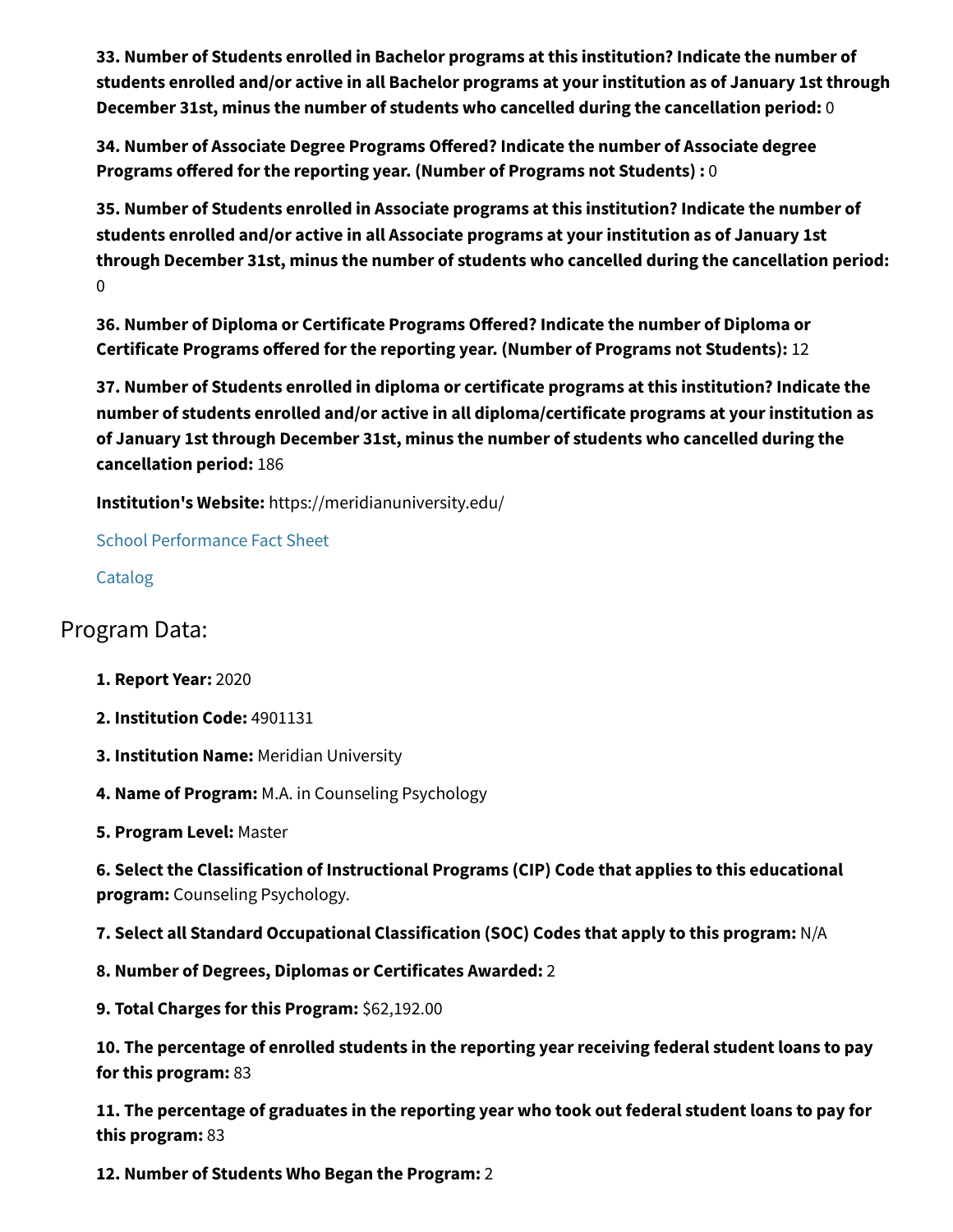**33. Number of Students enrolled in Bachelor programs at this institution? Indicate the number of students enrolled and/or active in all Bachelor programs at your institution as of January 1st through December 31st, minus the number of students who cancelled during the cancellation period:** 0

**34. Number of Associate Degree Programs Offered? Indicate the number of Associate degree Programs offered for the reporting year. (Number of Programs not Students) :** 0

**35. Number of Students enrolled in Associate programs at this institution? Indicate the number of students enrolled and/or active in all Associate programs at your institution as of January 1st through December 31st, minus the number of students who cancelled during the cancellation period:** 0

**36. Number of Diploma or Certificate Programs Offered? Indicate the number of Diploma or Certificate Programs offered for the reporting year. (Number of Programs not Students):** 12

**37. Number of Students enrolled in diploma or certificate programs at this institution? Indicate the number of students enrolled and/or active in all diploma/certificate programs at your institution as of January 1st through December 31st, minus the number of students who cancelled during the cancellation period:** 186

**Institution's Website:** https://meridianuniversity.edu/

School Performance Fact Sheet

Catalog

## Program Data:

**1. Report Year:** 2020

**2. Institution Code:** 4901131

**3. Institution Name:** Meridian University

**4. Name of Program:** M.A. in Counseling Psychology

**5. Program Level:** Master

**6. Select the Classification of Instructional Programs (CIP) Code that applies to this educational program:** Counseling Psychology.

**7. Select all Standard Occupational Classification (SOC) Codes that apply to this program:** N/A

**8. Number of Degrees, Diplomas or Certificates Awarded:** 2

**9. Total Charges for this Program:** $62,192.00

**10. The percentage of enrolled students in the reporting year receiving federal student loans to pay for this program:** 83

**11. The percentage of graduates in the reporting year who took out federal student loans to pay for this program:** 83

**12. Number of Students Who Began the Program:** 2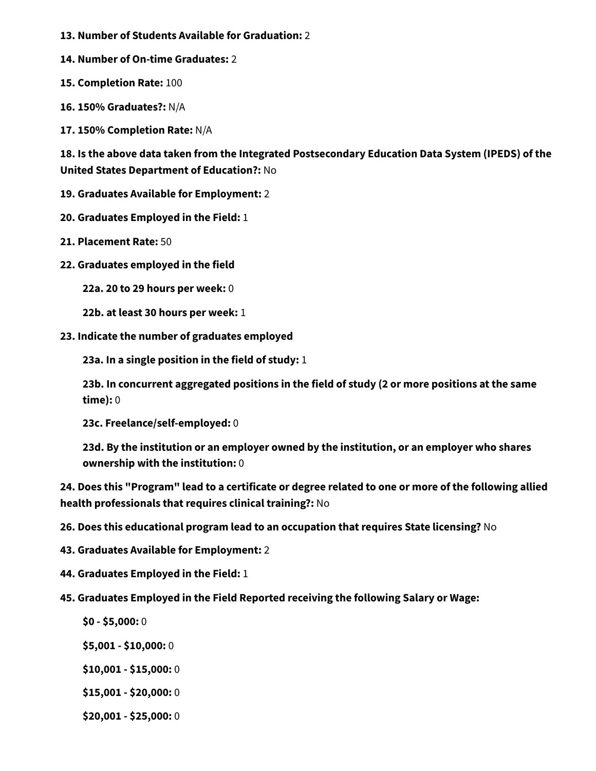**13. Number of Students Available for Graduation:** 2

**14. Number of On-time Graduates:** 2

**15. Completion Rate:** 100

**16. 150% Graduates?:** N/A

**17. 150% Completion Rate:** N/A

**18. Is the above data taken from the Integrated Postsecondary Education Data System (IPEDS) of the United States Department of Education?:** No

**19. Graduates Available for Employment:** 2

**20. Graduates Employed in the Field:** 1

**21. Placement Rate:** 50

**22. Graduates employed in the field**

> **22a. 20 to 29 hours per week:** 0
>
> **22b. at least 30 hours per week:** 1

**23. Indicate the number of graduates employed**

> **23a. In a single position in the field of study:** 1
>
> **23b. In concurrent aggregated positions in the field of study (2 or more positions at the same time):** 0
>
> **23c. Freelance/self-employed:** 0
>
> **23d. By the institution or an employer owned by the institution, or an employer who shares ownership with the institution:** 0

**24. Does this "Program" lead to a certificate or degree related to one or more of the following allied health professionals that requires clinical training?:** No

**26. Does this educational program lead to an occupation that requires State licensing?** No

**43. Graduates Available for Employment:** 2

**44. Graduates Employed in the Field:** 1

**45. Graduates Employed in the Field Reported receiving the following Salary or Wage:**

> **$0 - $5,000:** 0
>
> **$5,001 - $10,000:** 0
>
> **$10,001 - $15,000:** 0
>
> **$15,001 - $20,000:** 0
>
> **$20,001 - $25,000:** 0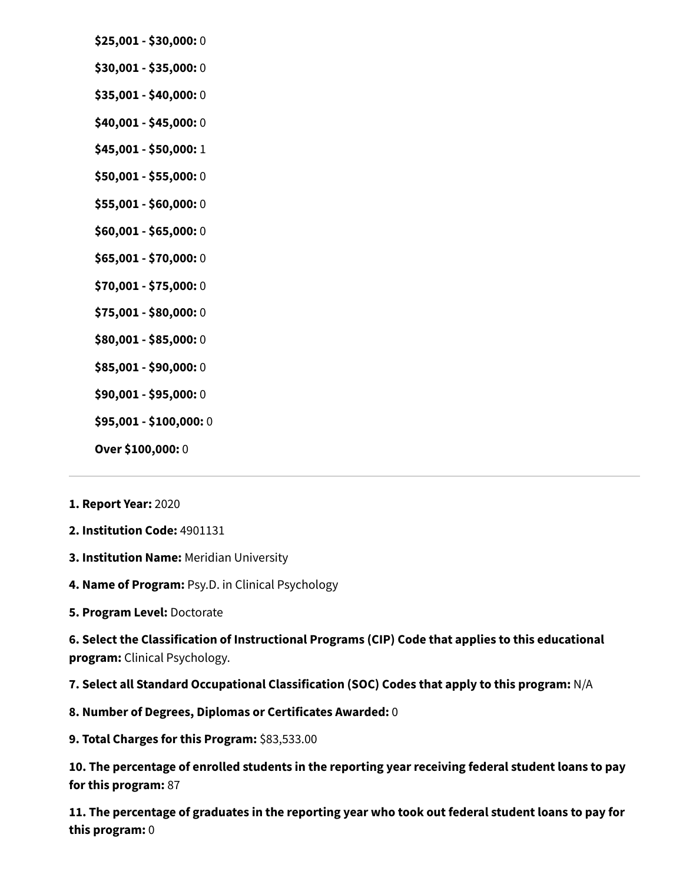**$25,001 - $30,000:** 0

**$30,001 - $35,000:** 0

**$35,001 - $40,000:** 0

**$40,001 - $45,000:** 0

**$45,001 - $50,000:** 1

**$50,001 - $55,000:** 0

**$55,001 - $60,000:** 0

**$60,001 - $65,000:** 0

**$65,001 - $70,000:** 0

**$70,001 - $75,000:** 0

**$75,001 - $80,000:** 0

**$80,001 - $85,000:** 0

**$85,001 - $90,000:** 0

**$90,001 - $95,000:** 0

**$95,001 - $100,000:** 0

**Over $100,000:** 0

---

**1. Report Year:** 2020

**2. Institution Code:** 4901131

**3. Institution Name:** Meridian University

**4. Name of Program:** Psy.D. in Clinical Psychology

**5. Program Level:** Doctorate

**6. Select the Classification of Instructional Programs (CIP) Code that applies to this educational program:** Clinical Psychology.

**7. Select all Standard Occupational Classification (SOC) Codes that apply to this program:** N/A

**8. Number of Degrees, Diplomas or Certificates Awarded:** 0

**9. Total Charges for this Program:** $83,533.00

**10. The percentage of enrolled students in the reporting year receiving federal student loans to pay for this program:** 87

**11. The percentage of graduates in the reporting year who took out federal student loans to pay for this program:** 0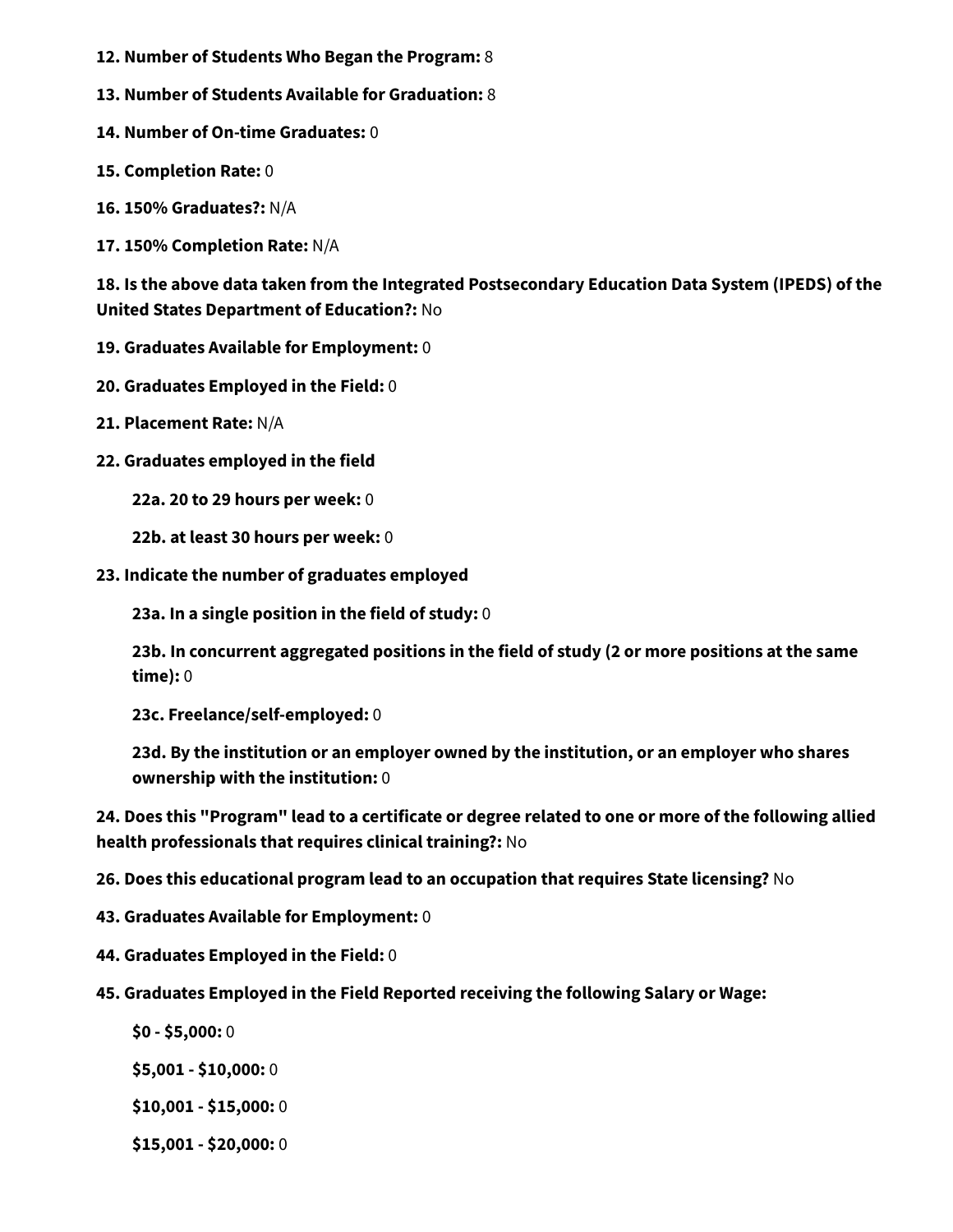**12. Number of Students Who Began the Program:** 8

**13. Number of Students Available for Graduation:** 8

**14. Number of On-time Graduates:** 0

**15. Completion Rate:** 0

**16. 150% Graduates?:** N/A

**17. 150% Completion Rate:** N/A

**18. Is the above data taken from the Integrated Postsecondary Education Data System (IPEDS) of the United States Department of Education?:** No

**19. Graduates Available for Employment:** 0

**20. Graduates Employed in the Field:** 0

**21. Placement Rate:** N/A

**22. Graduates employed in the field**

> **22a. 20 to 29 hours per week:** 0
>
> **22b. at least 30 hours per week:** 0

**23. Indicate the number of graduates employed**

> **23a. In a single position in the field of study:** 0
>
> **23b. In concurrent aggregated positions in the field of study (2 or more positions at the same time):** 0
>
> **23c. Freelance/self-employed:** 0
>
> **23d. By the institution or an employer owned by the institution, or an employer who shares ownership with the institution:** 0

**24. Does this "Program" lead to a certificate or degree related to one or more of the following allied health professionals that requires clinical training?:** No

**26. Does this educational program lead to an occupation that requires State licensing?** No

**43. Graduates Available for Employment:** 0

**44. Graduates Employed in the Field:** 0

**45. Graduates Employed in the Field Reported receiving the following Salary or Wage:**

> **$0 - $5,000:** 0
>
> **$5,001 - $10,000:** 0
>
> **$10,001 - $15,000:** 0
>
> **$15,001 - $20,000:** 0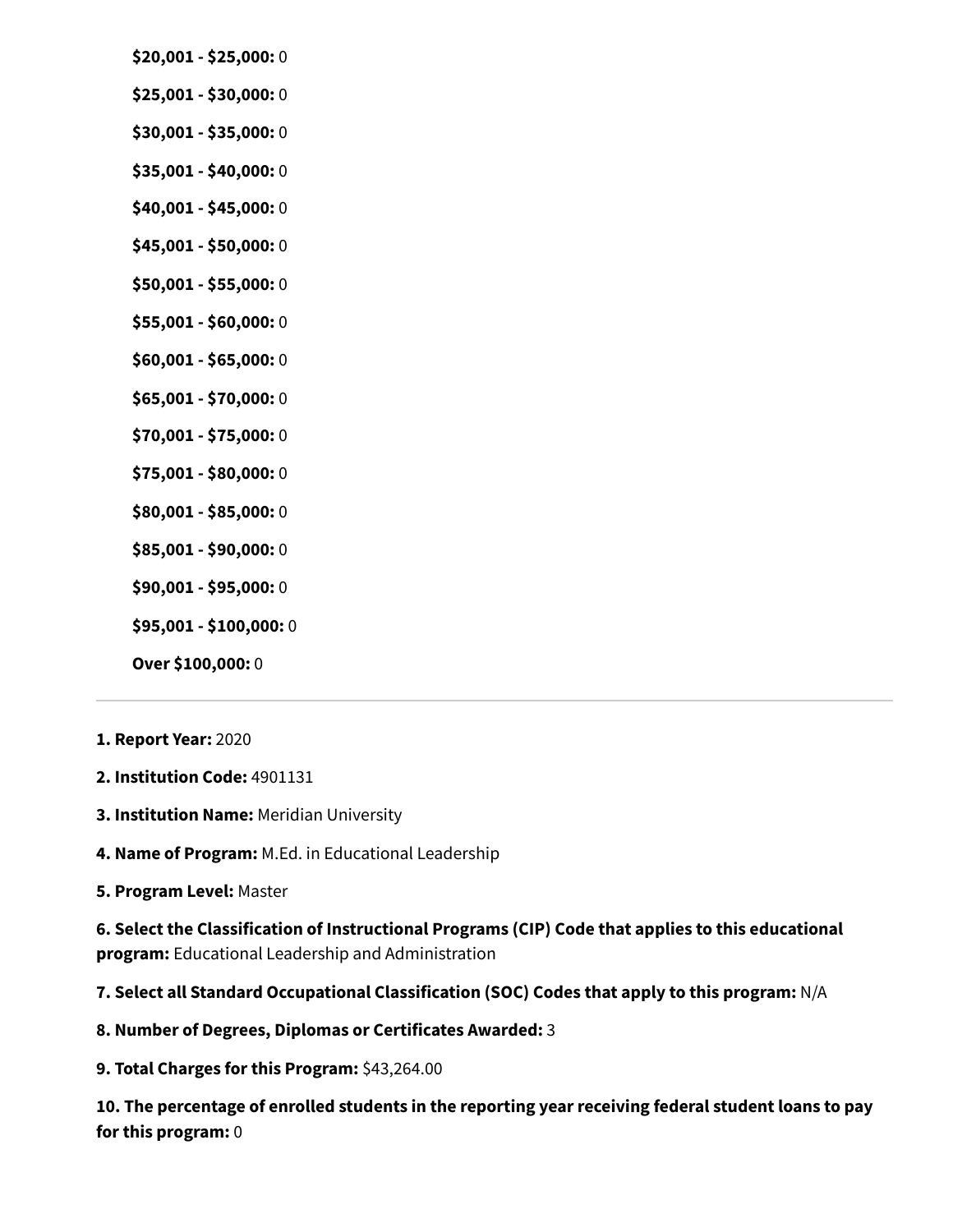**$20,001 - $25,000:** 0

**$25,001 - $30,000:** 0

**$30,001 - $35,000:** 0

**$35,001 - $40,000:** 0

**$40,001 - $45,000:** 0

**$45,001 - $50,000:** 0

**$50,001 - $55,000:** 0

**$55,001 - $60,000:** 0

**$60,001 - $65,000:** 0

**$65,001 - $70,000:** 0

**$70,001 - $75,000:** 0

**$75,001 - $80,000:** 0

**$80,001 - $85,000:** 0

**$85,001 - $90,000:** 0

**$90,001 - $95,000:** 0

**$95,001 - $100,000:** 0

**Over $100,000:** 0

---

**1. Report Year:** 2020

**2. Institution Code:** 4901131

**3. Institution Name:** Meridian University

**4. Name of Program:** M.Ed. in Educational Leadership

**5. Program Level:** Master

**6. Select the Classification of Instructional Programs (CIP) Code that applies to this educational program:** Educational Leadership and Administration

**7. Select all Standard Occupational Classification (SOC) Codes that apply to this program:** N/A

**8. Number of Degrees, Diplomas or Certificates Awarded:** 3

**9. Total Charges for this Program:** $43,264.00

**10. The percentage of enrolled students in the reporting year receiving federal student loans to pay for this program:** 0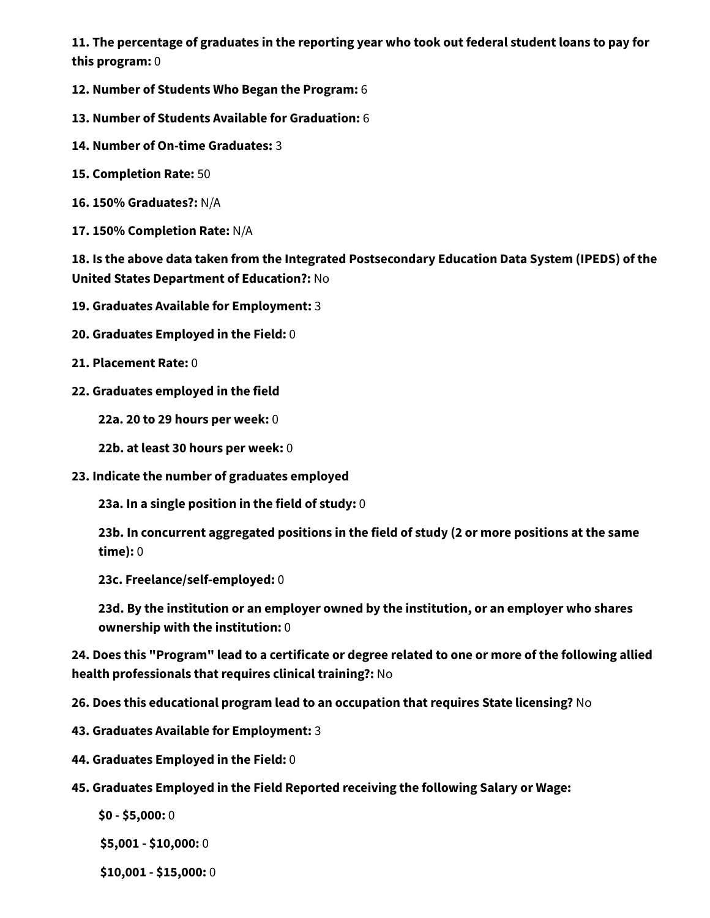**11. The percentage of graduates in the reporting year who took out federal student loans to pay for this program:** 0

**12. Number of Students Who Began the Program:** 6

**13. Number of Students Available for Graduation:** 6

**14. Number of On-time Graduates:** 3

**15. Completion Rate:** 50

**16. 150% Graduates?:** N/A

**17. 150% Completion Rate:** N/A

**18. Is the above data taken from the Integrated Postsecondary Education Data System (IPEDS) of the United States Department of Education?:** No

**19. Graduates Available for Employment:** 3

**20. Graduates Employed in the Field:** 0

**21. Placement Rate:** 0

**22. Graduates employed in the field**

- **22a. 20 to 29 hours per week:** 0
- **22b. at least 30 hours per week:** 0

**23. Indicate the number of graduates employed**

- **23a. In a single position in the field of study:** 0
- **23b. In concurrent aggregated positions in the field of study (2 or more positions at the same time):** 0
- **23c. Freelance/self-employed:** 0
- **23d. By the institution or an employer owned by the institution, or an employer who shares ownership with the institution:** 0

**24. Does this "Program" lead to a certificate or degree related to one or more of the following allied health professionals that requires clinical training?:** No

**26. Does this educational program lead to an occupation that requires State licensing?** No

**43. Graduates Available for Employment:** 3

**44. Graduates Employed in the Field:** 0

**45. Graduates Employed in the Field Reported receiving the following Salary or Wage:**

- **$0 - $5,000:** 0
- **$5,001 - $10,000:** 0
- **$10,001 - $15,000:** 0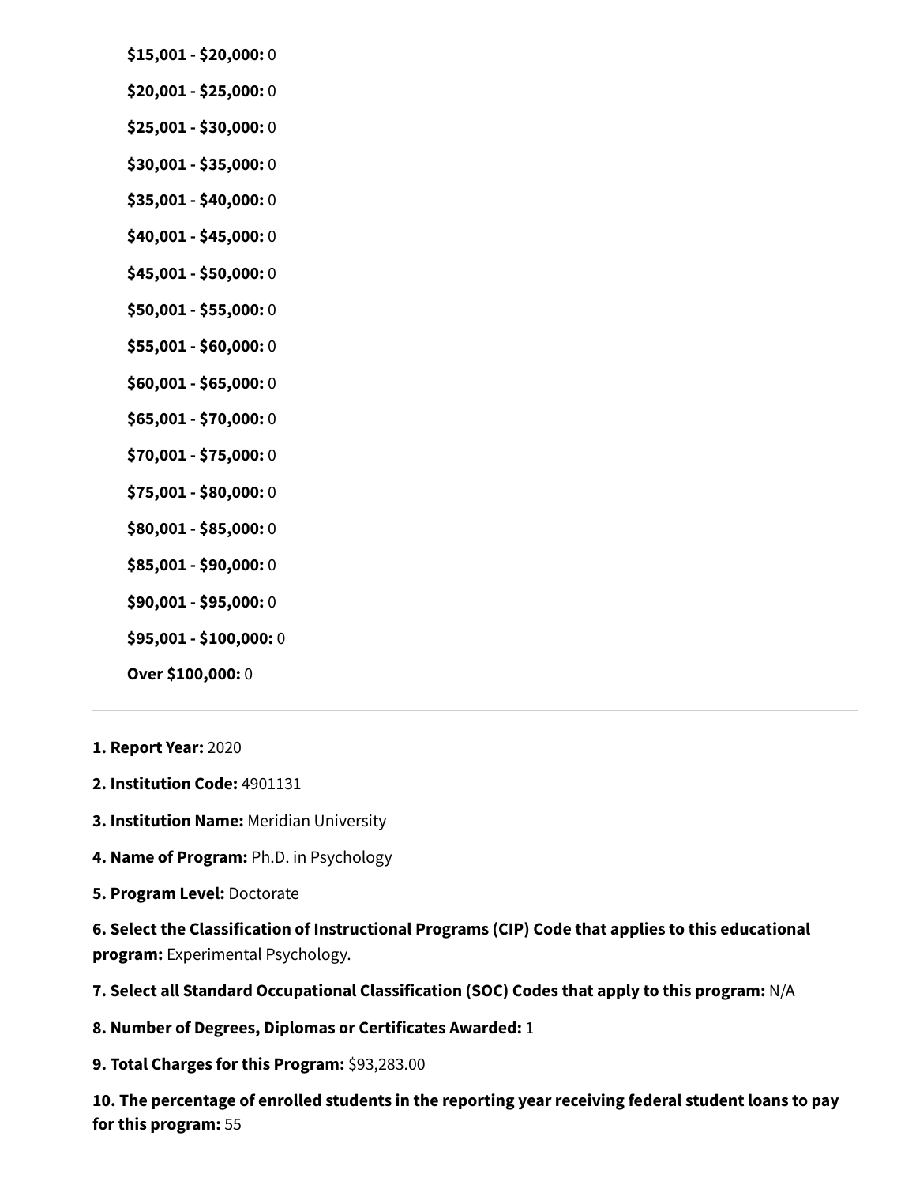**$15,001 - $20,000:** 0

**$20,001 - $25,000:** 0

**$25,001 - $30,000:** 0

**$30,001 - $35,000:** 0

**$35,001 - $40,000:** 0

**$40,001 - $45,000:** 0

**$45,001 - $50,000:** 0

**$50,001 - $55,000:** 0

**$55,001 - $60,000:** 0

**$60,001 - $65,000:** 0

**$65,001 - $70,000:** 0

**$70,001 - $75,000:** 0

**$75,001 - $80,000:** 0

**$80,001 - $85,000:** 0

**$85,001 - $90,000:** 0

**$90,001 - $95,000:** 0

**$95,001 - $100,000:** 0

**Over $100,000:** 0

---

**1. Report Year:** 2020

**2. Institution Code:** 4901131

**3. Institution Name:** Meridian University

**4. Name of Program:** Ph.D. in Psychology

**5. Program Level:** Doctorate

**6. Select the Classification of Instructional Programs (CIP) Code that applies to this educational program:** Experimental Psychology.

**7. Select all Standard Occupational Classification (SOC) Codes that apply to this program:** N/A

**8. Number of Degrees, Diplomas or Certificates Awarded:** 1

**9. Total Charges for this Program:** $93,283.00

**10. The percentage of enrolled students in the reporting year receiving federal student loans to pay for this program:** 55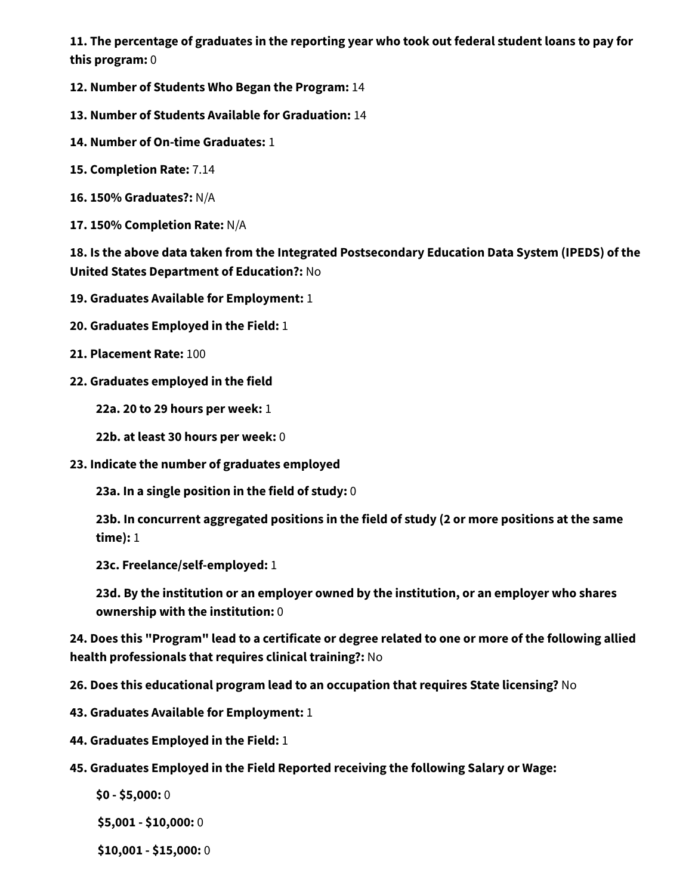**11. The percentage of graduates in the reporting year who took out federal student loans to pay for this program:** 0

**12. Number of Students Who Began the Program:** 14

**13. Number of Students Available for Graduation:** 14

**14. Number of On-time Graduates:** 1

**15. Completion Rate:** 7.14

**16. 150% Graduates?:** N/A

**17. 150% Completion Rate:** N/A

**18. Is the above data taken from the Integrated Postsecondary Education Data System (IPEDS) of the United States Department of Education?:** No

**19. Graduates Available for Employment:** 1

**20. Graduates Employed in the Field:** 1

**21. Placement Rate:** 100

**22. Graduates employed in the field**

- **22a. 20 to 29 hours per week:** 1
- **22b. at least 30 hours per week:** 0

**23. Indicate the number of graduates employed**

- **23a. In a single position in the field of study:** 0
- **23b. In concurrent aggregated positions in the field of study (2 or more positions at the same time):** 1
- **23c. Freelance/self-employed:** 1
- **23d. By the institution or an employer owned by the institution, or an employer who shares ownership with the institution:** 0

**24. Does this "Program" lead to a certificate or degree related to one or more of the following allied health professionals that requires clinical training?:** No

**26. Does this educational program lead to an occupation that requires State licensing?** No

**43. Graduates Available for Employment:** 1

**44. Graduates Employed in the Field:** 1

**45. Graduates Employed in the Field Reported receiving the following Salary or Wage:**

- **$0 - $5,000:** 0
- **$5,001 - $10,000:** 0
- **$10,001 - $15,000:** 0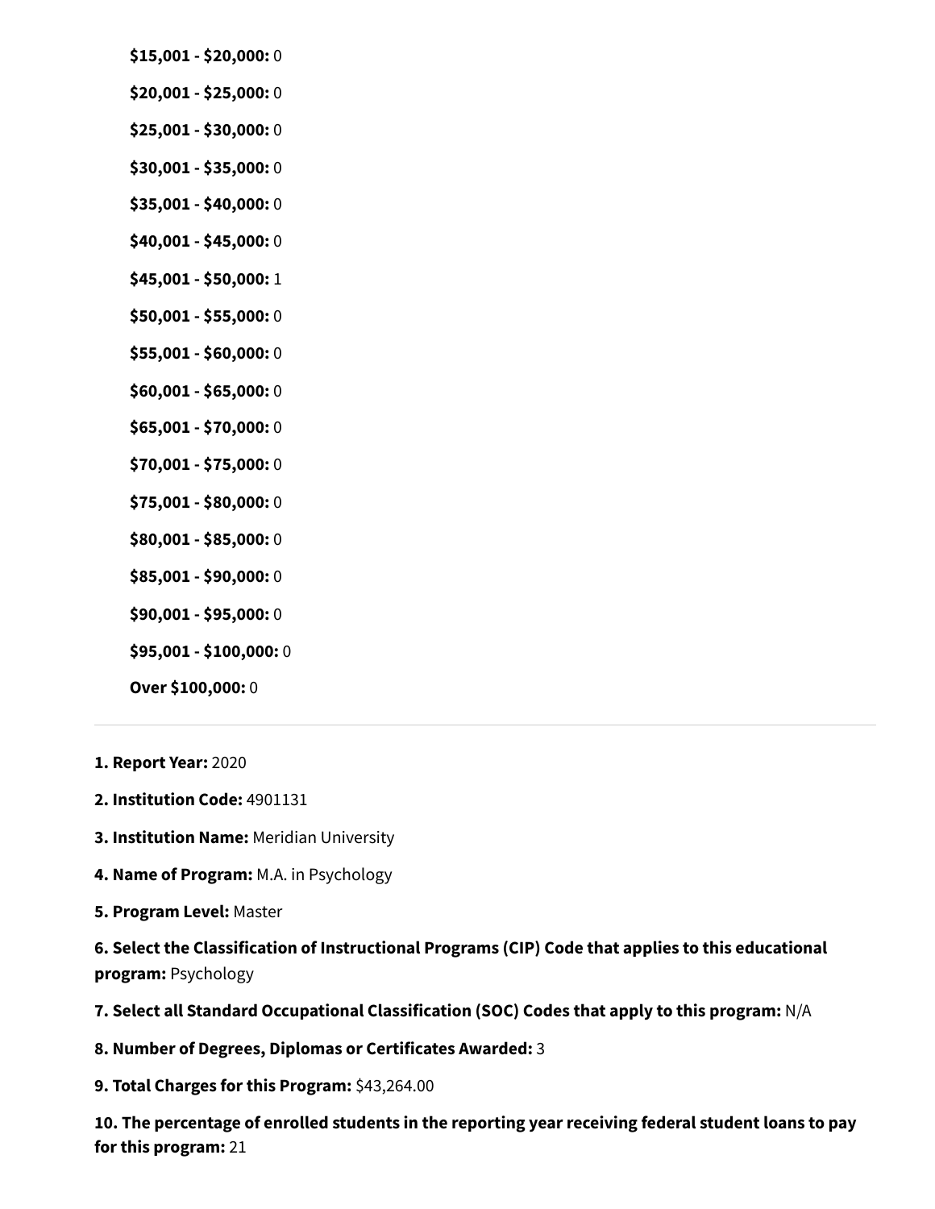**$15,001 - $20,000:** 0

**$20,001 - $25,000:** 0

**$25,001 - $30,000:** 0

**$30,001 - $35,000:** 0

**$35,001 - $40,000:** 0

**$40,001 - $45,000:** 0

**$45,001 - $50,000:** 1

**$50,001 - $55,000:** 0

**$55,001 - $60,000:** 0

**$60,001 - $65,000:** 0

**$65,001 - $70,000:** 0

**$70,001 - $75,000:** 0

**$75,001 - $80,000:** 0

**$80,001 - $85,000:** 0

**$85,001 - $90,000:** 0

**$90,001 - $95,000:** 0

**$95,001 - $100,000:** 0

**Over $100,000:** 0

---

**1. Report Year:** 2020

**2. Institution Code:** 4901131

**3. Institution Name:** Meridian University

**4. Name of Program:** M.A. in Psychology

**5. Program Level:** Master

**6. Select the Classification of Instructional Programs (CIP) Code that applies to this educational program:** Psychology

**7. Select all Standard Occupational Classification (SOC) Codes that apply to this program:** N/A

**8. Number of Degrees, Diplomas or Certificates Awarded:** 3

**9. Total Charges for this Program:** $43,264.00

**10. The percentage of enrolled students in the reporting year receiving federal student loans to pay for this program:** 21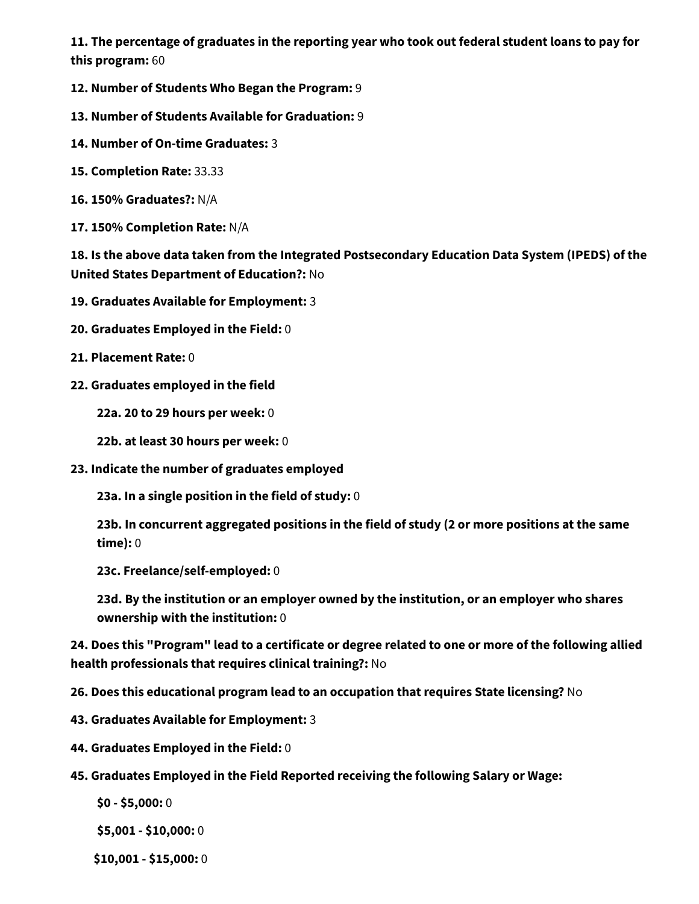**11. The percentage of graduates in the reporting year who took out federal student loans to pay for this program:** 60

**12. Number of Students Who Began the Program:** 9

**13. Number of Students Available for Graduation:** 9

**14. Number of On-time Graduates:** 3

**15. Completion Rate:** 33.33

**16. 150% Graduates?:** N/A

**17. 150% Completion Rate:** N/A

**18. Is the above data taken from the Integrated Postsecondary Education Data System (IPEDS) of the United States Department of Education?:** No

**19. Graduates Available for Employment:** 3

**20. Graduates Employed in the Field:** 0

**21. Placement Rate:** 0

**22. Graduates employed in the field**

- **22a. 20 to 29 hours per week:** 0
- **22b. at least 30 hours per week:** 0

**23. Indicate the number of graduates employed**

- **23a. In a single position in the field of study:** 0
- **23b. In concurrent aggregated positions in the field of study (2 or more positions at the same time):** 0
- **23c. Freelance/self-employed:** 0
- **23d. By the institution or an employer owned by the institution, or an employer who shares ownership with the institution:** 0

**24. Does this "Program" lead to a certificate or degree related to one or more of the following allied health professionals that requires clinical training?:** No

**26. Does this educational program lead to an occupation that requires State licensing?** No

**43. Graduates Available for Employment:** 3

**44. Graduates Employed in the Field:** 0

**45. Graduates Employed in the Field Reported receiving the following Salary or Wage:**

- **$0 - $5,000:** 0
- **$5,001 - $10,000:** 0
- **$10,001 - $15,000:** 0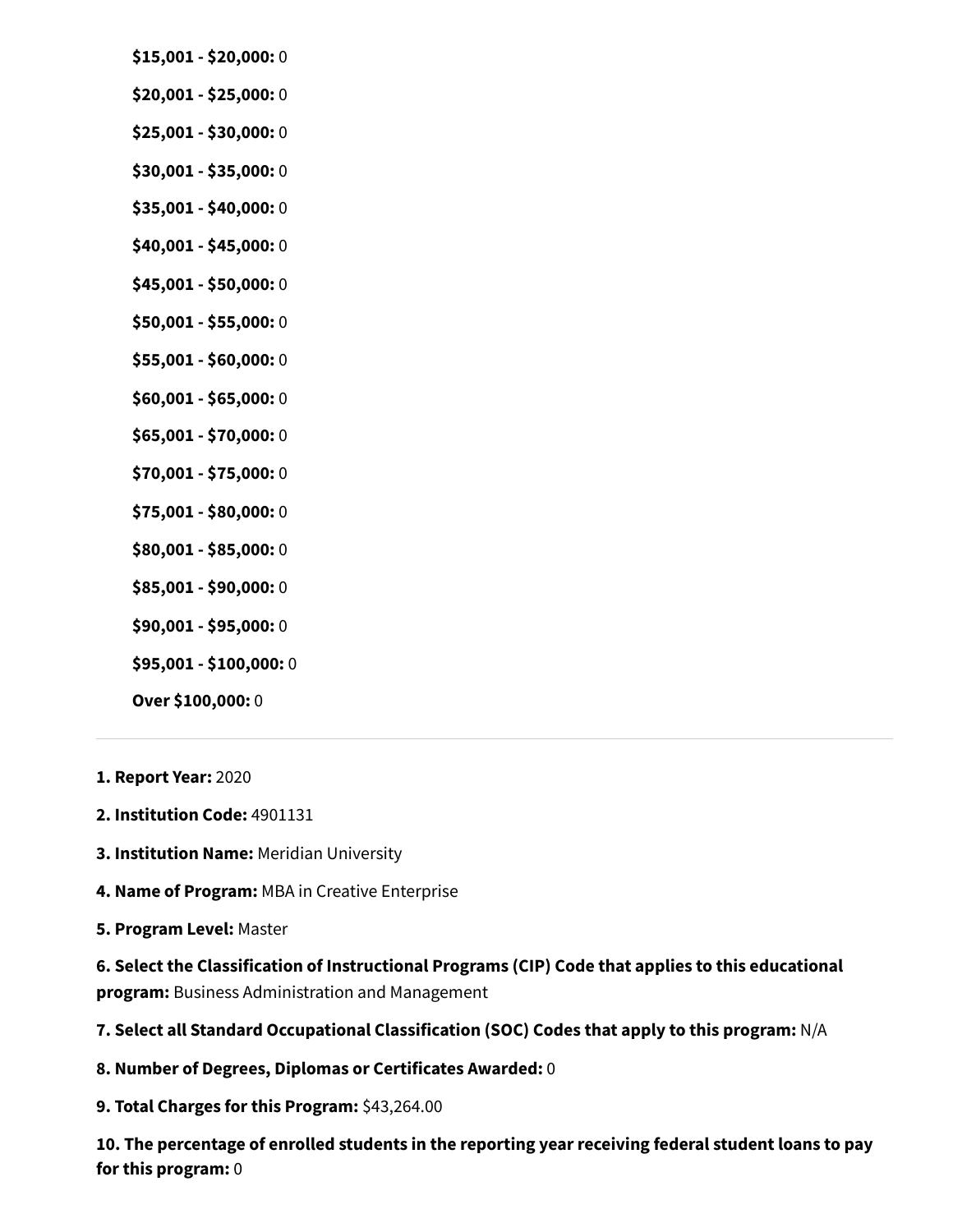**$15,001 - $20,000:** 0

**$20,001 - $25,000:** 0

**$25,001 - $30,000:** 0

**$30,001 - $35,000:** 0

**$35,001 - $40,000:** 0

**$40,001 - $45,000:** 0

**$45,001 - $50,000:** 0

**$50,001 - $55,000:** 0

**$55,001 - $60,000:** 0

**$60,001 - $65,000:** 0

**$65,001 - $70,000:** 0

**$70,001 - $75,000:** 0

**$75,001 - $80,000:** 0

**$80,001 - $85,000:** 0

**$85,001 - $90,000:** 0

**$90,001 - $95,000:** 0

**$95,001 - $100,000:** 0

**Over $100,000:** 0

---

**1. Report Year:** 2020

**2. Institution Code:** 4901131

**3. Institution Name:** Meridian University

**4. Name of Program:** MBA in Creative Enterprise

**5. Program Level:** Master

**6. Select the Classification of Instructional Programs (CIP) Code that applies to this educational program:** Business Administration and Management

**7. Select all Standard Occupational Classification (SOC) Codes that apply to this program:** N/A

**8. Number of Degrees, Diplomas or Certificates Awarded:** 0

**9. Total Charges for this Program:** $43,264.00

**10. The percentage of enrolled students in the reporting year receiving federal student loans to pay for this program:** 0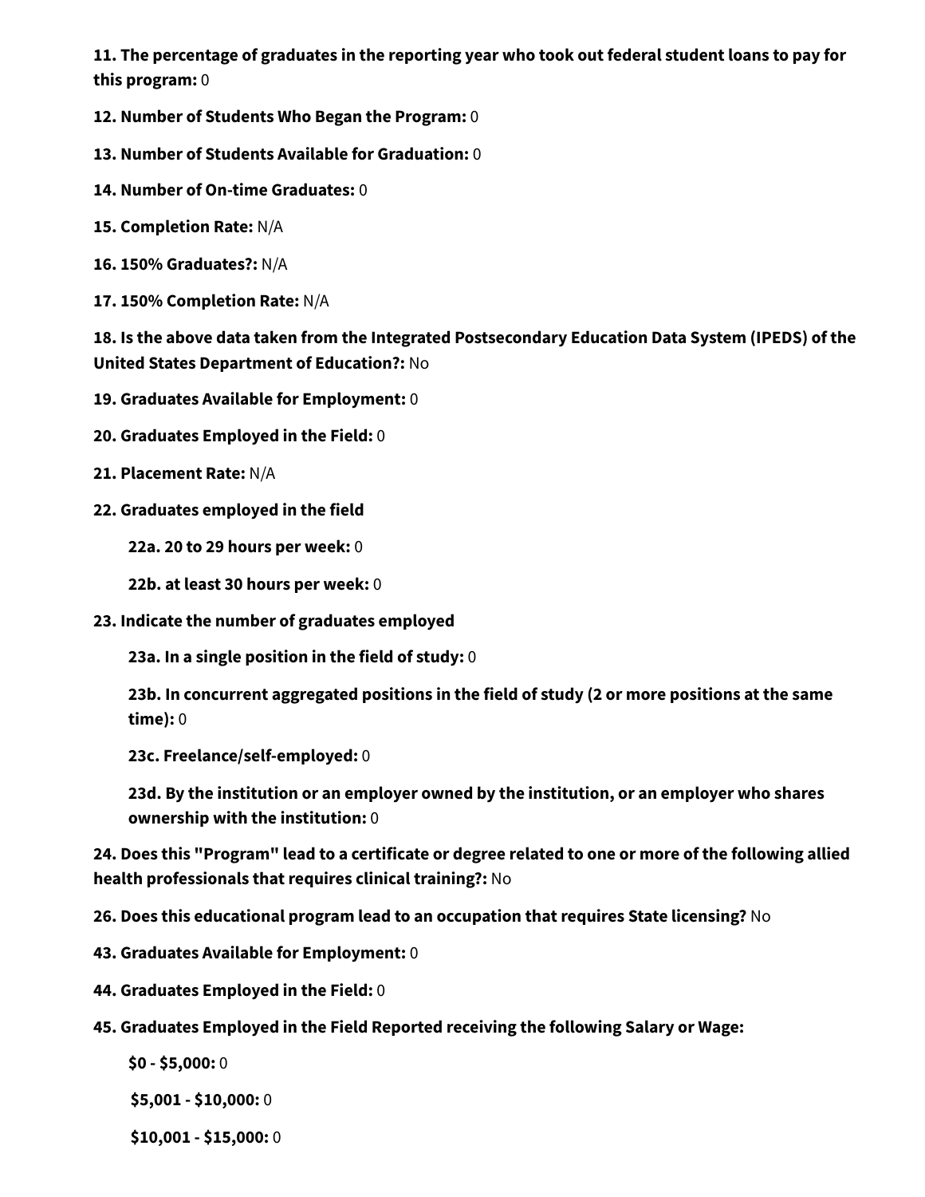**11. The percentage of graduates in the reporting year who took out federal student loans to pay for this program:** 0

**12. Number of Students Who Began the Program:** 0

**13. Number of Students Available for Graduation:** 0

**14. Number of On-time Graduates:** 0

**15. Completion Rate:** N/A

**16. 150% Graduates?:** N/A

**17. 150% Completion Rate:** N/A

**18. Is the above data taken from the Integrated Postsecondary Education Data System (IPEDS) of the United States Department of Education?:** No

**19. Graduates Available for Employment:** 0

**20. Graduates Employed in the Field:** 0

**21. Placement Rate:** N/A

**22. Graduates employed in the field**

- **22a. 20 to 29 hours per week:** 0
- **22b. at least 30 hours per week:** 0

**23. Indicate the number of graduates employed**

- **23a. In a single position in the field of study:** 0
- **23b. In concurrent aggregated positions in the field of study (2 or more positions at the same time):** 0
- **23c. Freelance/self-employed:** 0
- **23d. By the institution or an employer owned by the institution, or an employer who shares ownership with the institution:** 0

**24. Does this "Program" lead to a certificate or degree related to one or more of the following allied health professionals that requires clinical training?:** No

**26. Does this educational program lead to an occupation that requires State licensing?** No

**43. Graduates Available for Employment:** 0

**44. Graduates Employed in the Field:** 0

**45. Graduates Employed in the Field Reported receiving the following Salary or Wage:**

- **$0 - $5,000:** 0
- **$5,001 - $10,000:** 0
- **$10,001 - $15,000:** 0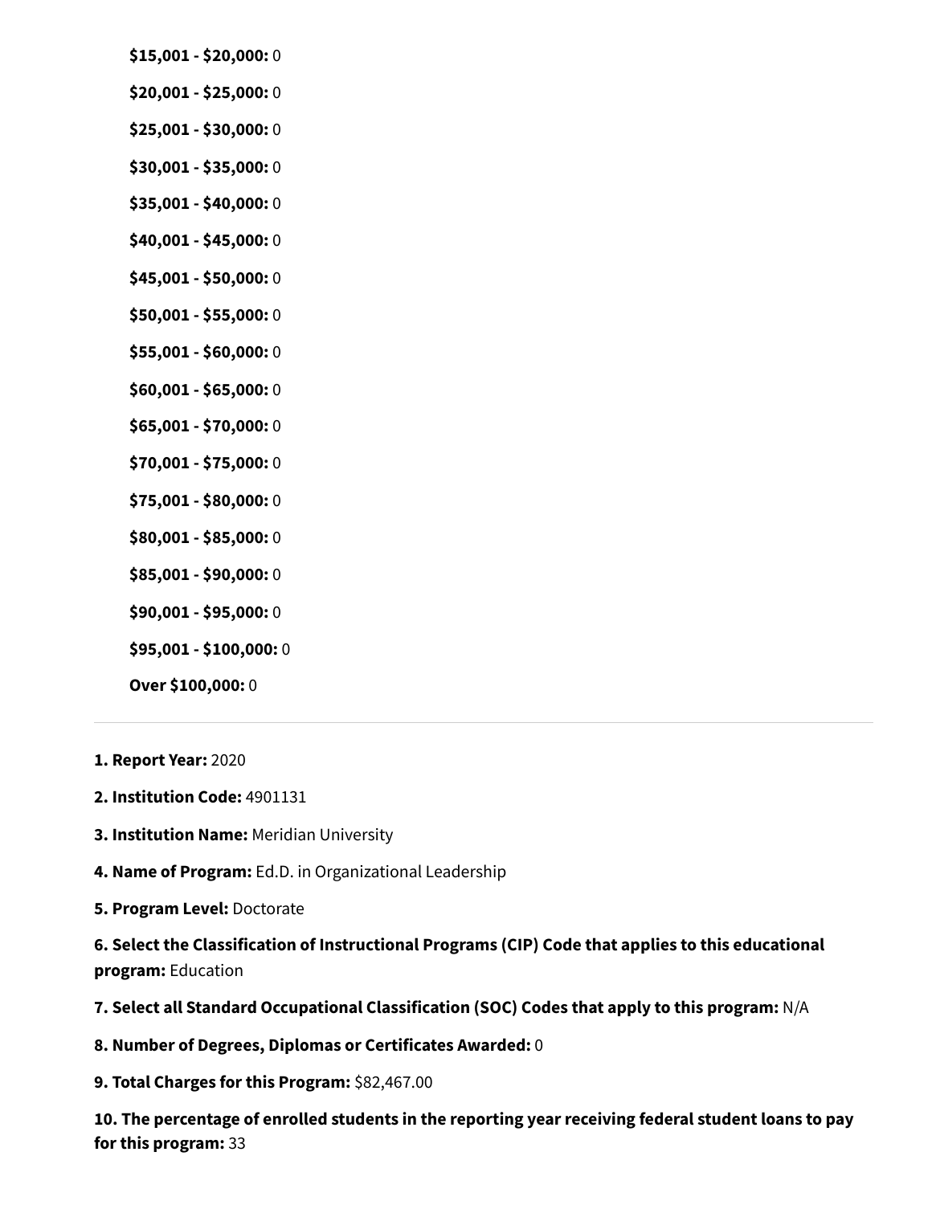**$15,001 - $20,000:** 0

**$20,001 - $25,000:** 0

**$25,001 - $30,000:** 0

**$30,001 - $35,000:** 0

**$35,001 - $40,000:** 0

**$40,001 - $45,000:** 0

**$45,001 - $50,000:** 0

**$50,001 - $55,000:** 0

**$55,001 - $60,000:** 0

**$60,001 - $65,000:** 0

**$65,001 - $70,000:** 0

**$70,001 - $75,000:** 0

**$75,001 - $80,000:** 0

**$80,001 - $85,000:** 0

**$85,001 - $90,000:** 0

**$90,001 - $95,000:** 0

**$95,001 - $100,000:** 0

**Over $100,000:** 0

---

**1. Report Year:** 2020

**2. Institution Code:** 4901131

**3. Institution Name:** Meridian University

**4. Name of Program:** Ed.D. in Organizational Leadership

**5. Program Level:** Doctorate

**6. Select the Classification of Instructional Programs (CIP) Code that applies to this educational program:** Education

**7. Select all Standard Occupational Classification (SOC) Codes that apply to this program:** N/A

**8. Number of Degrees, Diplomas or Certificates Awarded:** 0

**9. Total Charges for this Program:** $82,467.00

**10. The percentage of enrolled students in the reporting year receiving federal student loans to pay for this program:** 33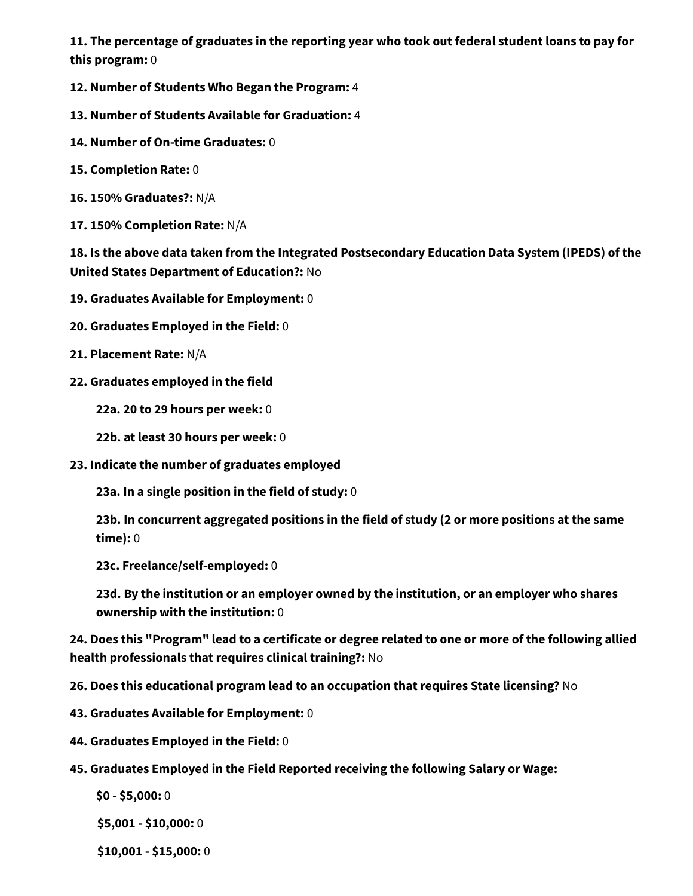**11. The percentage of graduates in the reporting year who took out federal student loans to pay for this program:** 0

**12. Number of Students Who Began the Program:** 4

**13. Number of Students Available for Graduation:** 4

**14. Number of On-time Graduates:** 0

**15. Completion Rate:** 0

**16. 150% Graduates?:** N/A

**17. 150% Completion Rate:** N/A

**18. Is the above data taken from the Integrated Postsecondary Education Data System (IPEDS) of the United States Department of Education?:** No

**19. Graduates Available for Employment:** 0

**20. Graduates Employed in the Field:** 0

**21. Placement Rate:** N/A

**22. Graduates employed in the field**

- **22a. 20 to 29 hours per week:** 0
- **22b. at least 30 hours per week:** 0

**23. Indicate the number of graduates employed**

- **23a. In a single position in the field of study:** 0
- **23b. In concurrent aggregated positions in the field of study (2 or more positions at the same time):** 0
- **23c. Freelance/self-employed:** 0
- **23d. By the institution or an employer owned by the institution, or an employer who shares ownership with the institution:** 0

**24. Does this "Program" lead to a certificate or degree related to one or more of the following allied health professionals that requires clinical training?:** No

**26. Does this educational program lead to an occupation that requires State licensing?** No

**43. Graduates Available for Employment:** 0

**44. Graduates Employed in the Field:** 0

**45. Graduates Employed in the Field Reported receiving the following Salary or Wage:**

- **$0 - $5,000:** 0
- **$5,001 - $10,000:** 0
- **$10,001 - $15,000:** 0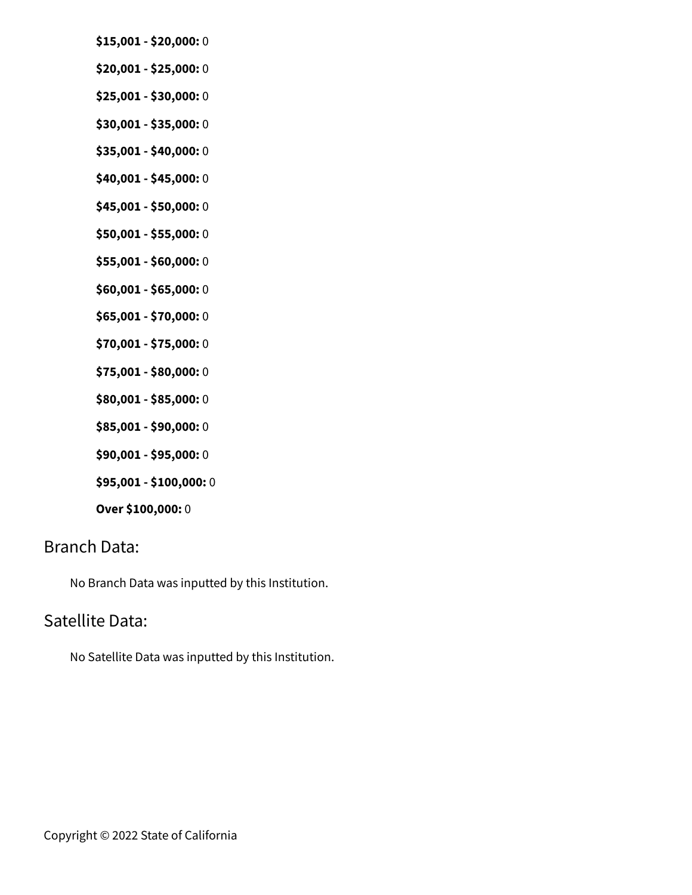**$15,001 - $20,000:** 0

**$20,001 - $25,000:** 0

**$25,001 - $30,000:** 0

**$30,001 - $35,000:** 0

**$35,001 - $40,000:** 0

**$40,001 - $45,000:** 0

**$45,001 - $50,000:** 0

**$50,001 - $55,000:** 0

**$55,001 - $60,000:** 0

**$60,001 - $65,000:** 0

**$65,001 - $70,000:** 0

**$70,001 - $75,000:** 0

**$75,001 - $80,000:** 0

**$80,001 - $85,000:** 0

**$85,001 - $90,000:** 0

**$90,001 - $95,000:** 0

**$95,001 - $100,000:** 0

**Over $100,000:** 0

## Branch Data:

No Branch Data was inputted by this Institution.

## Satellite Data:

No Satellite Data was inputted by this Institution.

Copyright © 2022 State of California